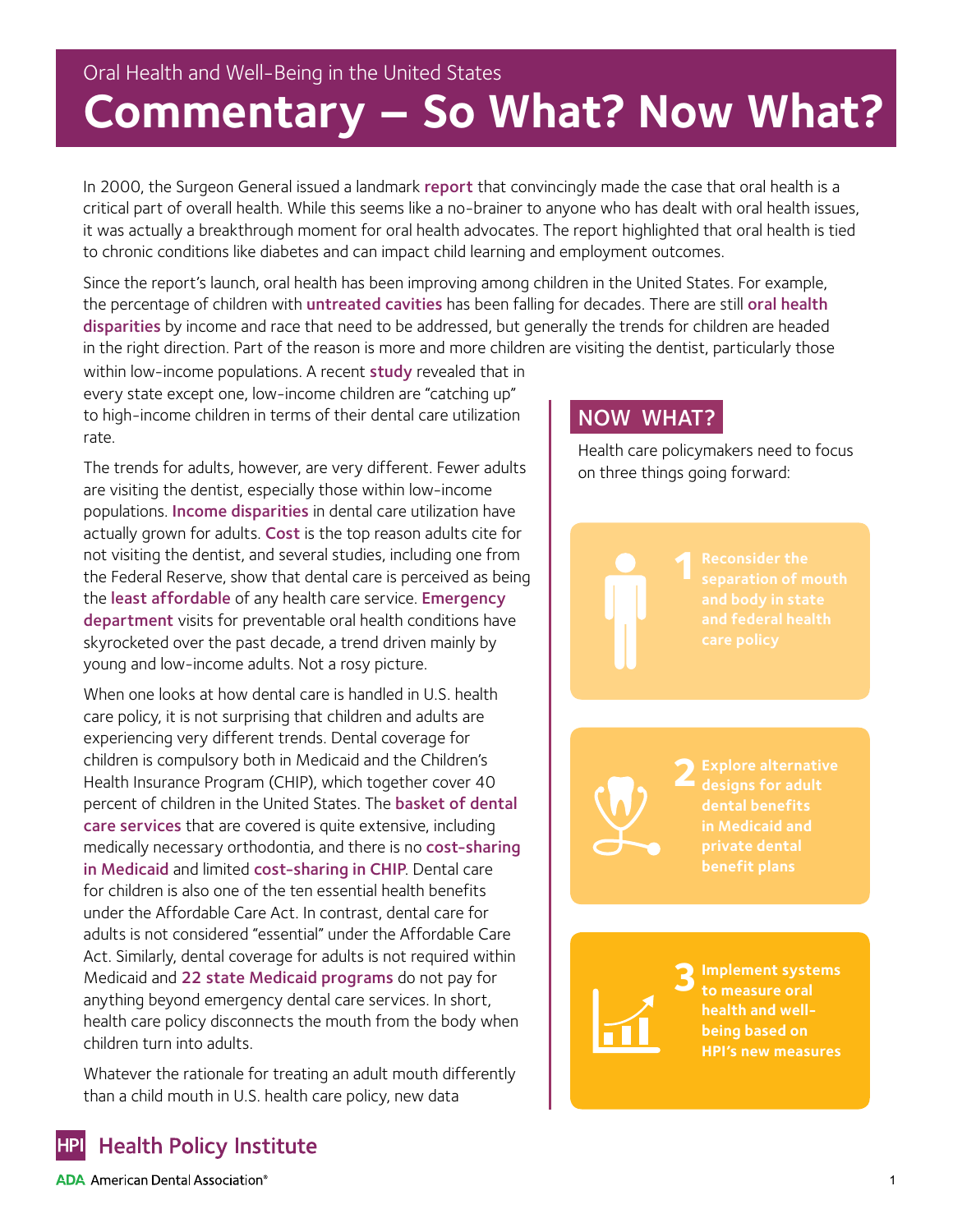Oral Health and Well-Being in the United States

# Commentary – So What? Now What?

In 2000, the Surgeon General issued a landmark report that convincingly made the case that oral health is a critical part of overall health. While this seems like a no-brainer to anyone who has dealt with oral health issues, it was actually a breakthrough moment for oral health advocates. The report highlighted that oral health is tied to chronic conditions like diabetes and can impact child learning and employment outcomes.

Since the report's launch, oral health has been improving among children in the United States. For example, the percentage of children with untreated cavities has been falling for decades. There are still oral health disparities by income and race that need to be addressed, but generally the trends for children are headed in the right direction. Part of the reason is more and more children are visiting the dentist, particularly those within low-income populations. A recent study revealed that in every state except one, low-income children are "catching up" to high-income children in terms of their dental care utilization rate.

The trends for adults, however, are very different. Fewer adults are visiting the dentist, especially those within low-income populations. Income disparities in dental care utilization have actually grown for adults. Cost is the top reason adults cite for not visiting the dentist, and several studies, including one from the Federal Reserve, show that dental care is perceived as being the least affordable of any health care service. Emergency department visits for preventable oral health conditions have skyrocketed over the past decade, a trend driven mainly by young and low-income adults. Not a rosy picture.

When one looks at how dental care is handled in U.S. health care policy, it is not surprising that children and adults are experiencing very different trends. Dental coverage for children is compulsory both in Medicaid and the Children's Health Insurance Program (CHIP), which together cover 40 percent of children in the United States. The basket of dental care services that are covered is quite extensive, including medically necessary orthodontia, and there is no cost-sharing in Medicaid and limited cost-sharing in CHIP. Dental care for children is also one of the ten essential health benefits under the Affordable Care Act. In contrast, dental care for adults is not considered "essential" under the Affordable Care Act. Similarly, dental coverage for adults is not required within Medicaid and 22 state Medicaid programs do not pay for anything beyond emergency dental care services. In short, health care policy disconnects the mouth from the body when children turn into adults.

Whatever the rationale for treating an adult mouth differently than a child mouth in U.S. health care policy, new data

## NOW WHAT?

Health care policymakers need to focus on three things going forward:

1. **Reconsider the separation of mouth and body in state and federal health care policy**
2. **Explore alternative designs for adult dental benefits in Medicaid and private dental benefit plans**
3. **Implement systems to measure oral health and well-being based on HPI's new measures**

Health Policy Institute
ADA American Dental Association®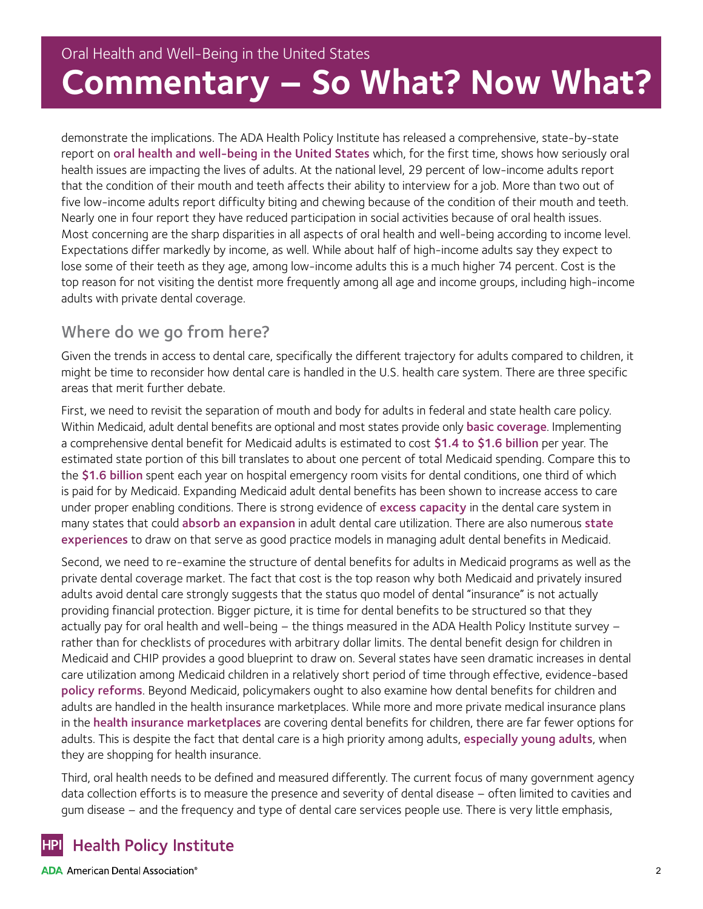demonstrate the implications. The ADA Health Policy Institute has released a comprehensive, state-by-state report on oral health and well-being in the United States which, for the first time, shows how seriously oral health issues are impacting the lives of adults. At the national level, 29 percent of low-income adults report that the condition of their mouth and teeth affects their ability to interview for a job. More than two out of five low-income adults report difficulty biting and chewing because of the condition of their mouth and teeth. Nearly one in four report they have reduced participation in social activities because of oral health issues. Most concerning are the sharp disparities in all aspects of oral health and well-being according to income level. Expectations differ markedly by income, as well. While about half of high-income adults say they expect to lose some of their teeth as they age, among low-income adults this is a much higher 74 percent. Cost is the top reason for not visiting the dentist more frequently among all age and income groups, including high-income adults with private dental coverage.

## Where do we go from here?

Given the trends in access to dental care, specifically the different trajectory for adults compared to children, it might be time to reconsider how dental care is handled in the U.S. health care system. There are three specific areas that merit further debate.

First, we need to revisit the separation of mouth and body for adults in federal and state health care policy. Within Medicaid, adult dental benefits are optional and most states provide only basic coverage. Implementing a comprehensive dental benefit for Medicaid adults is estimated to cost $1.4 to $1.6 billion per year. The estimated state portion of this bill translates to about one percent of total Medicaid spending. Compare this to the $1.6 billion spent each year on hospital emergency room visits for dental conditions, one third of which is paid for by Medicaid. Expanding Medicaid adult dental benefits has been shown to increase access to care under proper enabling conditions. There is strong evidence of excess capacity in the dental care system in many states that could absorb an expansion in adult dental care utilization. There are also numerous state experiences to draw on that serve as good practice models in managing adult dental benefits in Medicaid.

Second, we need to re-examine the structure of dental benefits for adults in Medicaid programs as well as the private dental coverage market. The fact that cost is the top reason why both Medicaid and privately insured adults avoid dental care strongly suggests that the status quo model of dental "insurance" is not actually providing financial protection. Bigger picture, it is time for dental benefits to be structured so that they actually pay for oral health and well-being – the things measured in the ADA Health Policy Institute survey – rather than for checklists of procedures with arbitrary dollar limits. The dental benefit design for children in Medicaid and CHIP provides a good blueprint to draw on. Several states have seen dramatic increases in dental care utilization among Medicaid children in a relatively short period of time through effective, evidence-based policy reforms. Beyond Medicaid, policymakers ought to also examine how dental benefits for children and adults are handled in the health insurance marketplaces. While more and more private medical insurance plans in the health insurance marketplaces are covering dental benefits for children, there are far fewer options for adults. This is despite the fact that dental care is a high priority among adults, especially young adults, when they are shopping for health insurance.

Third, oral health needs to be defined and measured differently. The current focus of many government agency data collection efforts is to measure the presence and severity of dental disease – often limited to cavities and gum disease – and the frequency and type of dental care services people use. There is very little emphasis,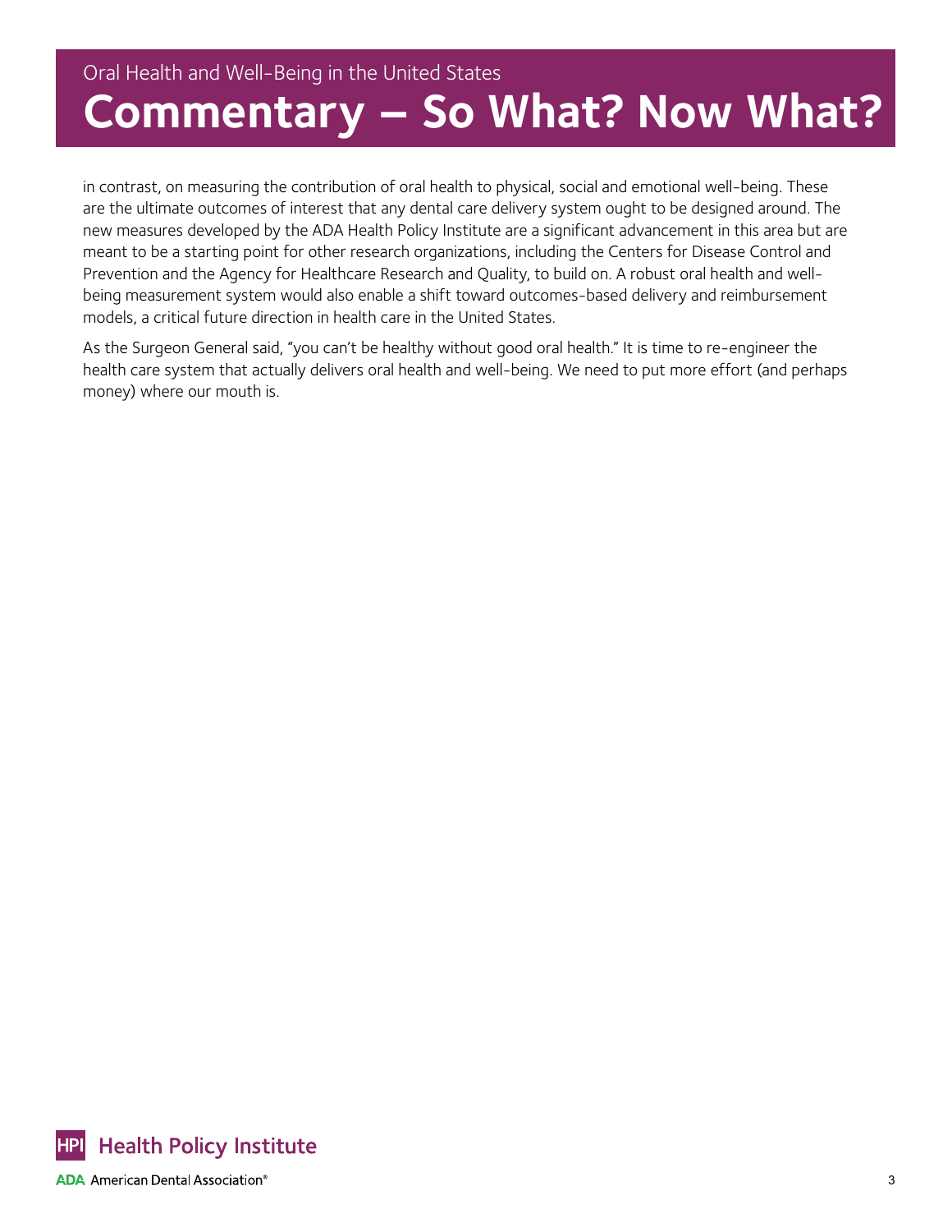in contrast, on measuring the contribution of oral health to physical, social and emotional well-being. These are the ultimate outcomes of interest that any dental care delivery system ought to be designed around. The new measures developed by the ADA Health Policy Institute are a significant advancement in this area but are meant to be a starting point for other research organizations, including the Centers for Disease Control and Prevention and the Agency for Healthcare Research and Quality, to build on. A robust oral health and well-being measurement system would also enable a shift toward outcomes-based delivery and reimbursement models, a critical future direction in health care in the United States.

As the Surgeon General said, "you can't be healthy without good oral health." It is time to re-engineer the health care system that actually delivers oral health and well-being. We need to put more effort (and perhaps money) where our mouth is.